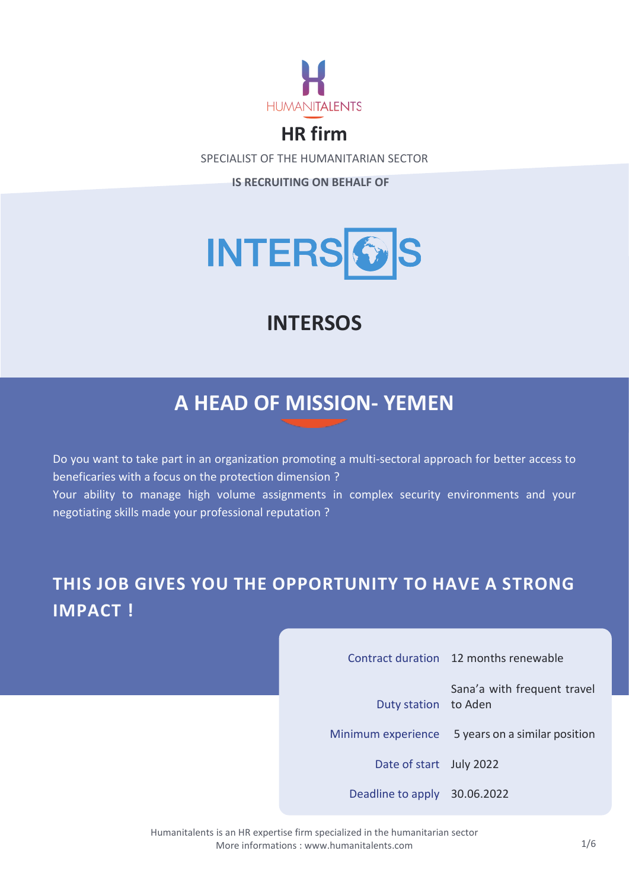HUMANITALENTS

# HR firm

SPECIALIST OF THE HUMANITARIAN SECTOR

**IS RECRUITING ON BEHALF OF**

INTERSOS

# INTERSOS

## A HEAD OF MISSION- YEMEN

Do you want to take part in an organization promoting a multi-sectoral approach for better access to beneficaries with a focus on the protection dimension ?

Your ability to manage high volume assignments in complex security environments and your negotiating skills made your professional reputation ?

## THIS JOB GIVES YOU THE OPPORTUNITY TO HAVE A STRONG IMPACT !

| | |
|---|---|
| Contract duration | 12 months renewable |
| Duty station | Sana'a with frequent travel to Aden |
| Minimum experience | 5 years on a similar position |
| Date of start | July 2022 |
| Deadline to apply | 30.06.2022 |

Humanitalents is an HR expertise firm specialized in the humanitarian sector
More informations : www.humanitalents.com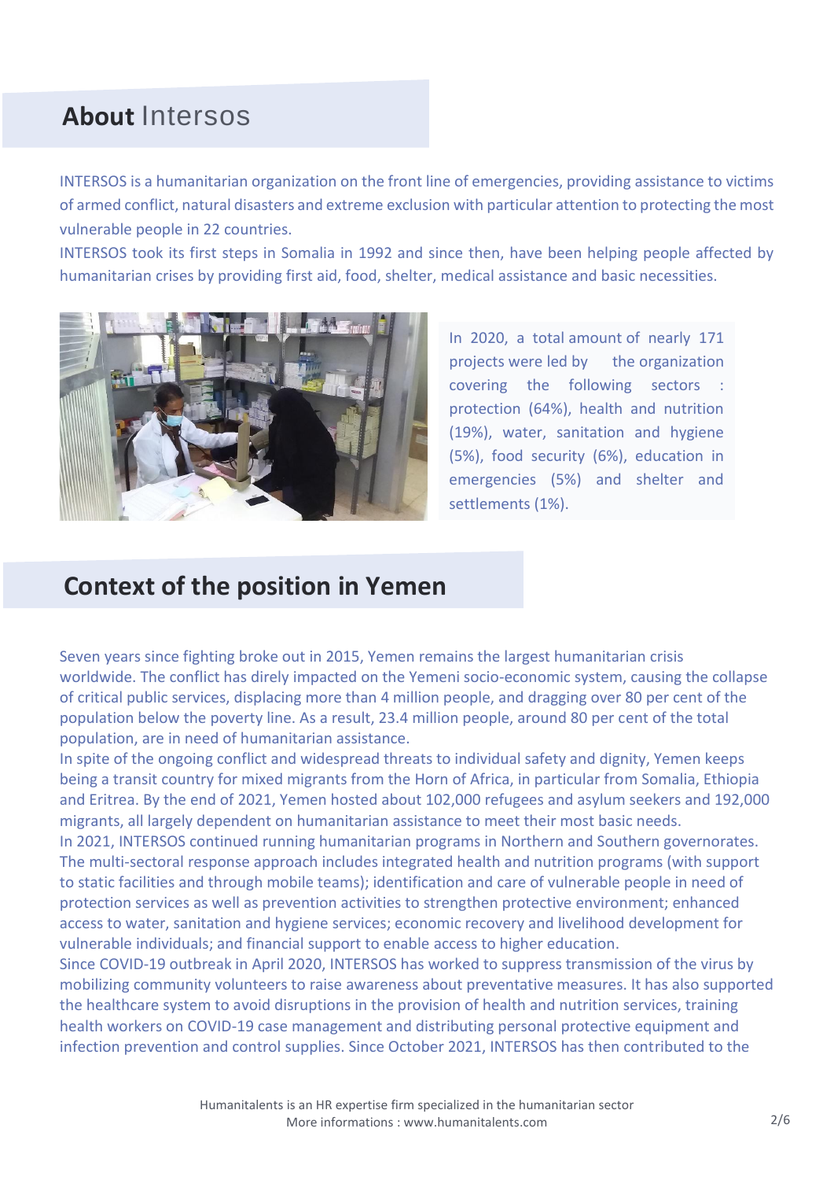## **About** Intersos

INTERSOS is a humanitarian organization on the front line of emergencies, providing assistance to victims of armed conflict, natural disasters and extreme exclusion with particular attention to protecting the most vulnerable people in 22 countries.
INTERSOS took its first steps in Somalia in 1992 and since then, have been helping people affected by humanitarian crises by providing first aid, food, shelter, medical assistance and basic necessities.

In 2020, a total amount of nearly 171 projects were led by the organization covering the following sectors : protection (64%), health and nutrition (19%), water, sanitation and hygiene (5%), food security (6%), education in emergencies (5%) and shelter and settlements (1%).

## Context of the position in Yemen

Seven years since fighting broke out in 2015, Yemen remains the largest humanitarian crisis worldwide. The conflict has direly impacted on the Yemeni socio-economic system, causing the collapse of critical public services, displacing more than 4 million people, and dragging over 80 per cent of the population below the poverty line. As a result, 23.4 million people, around 80 per cent of the total population, are in need of humanitarian assistance.
In spite of the ongoing conflict and widespread threats to individual safety and dignity, Yemen keeps being a transit country for mixed migrants from the Horn of Africa, in particular from Somalia, Ethiopia and Eritrea. By the end of 2021, Yemen hosted about 102,000 refugees and asylum seekers and 192,000 migrants, all largely dependent on humanitarian assistance to meet their most basic needs.
In 2021, INTERSOS continued running humanitarian programs in Northern and Southern governorates. The multi-sectoral response approach includes integrated health and nutrition programs (with support to static facilities and through mobile teams); identification and care of vulnerable people in need of protection services as well as prevention activities to strengthen protective environment; enhanced access to water, sanitation and hygiene services; economic recovery and livelihood development for vulnerable individuals; and financial support to enable access to higher education.
Since COVID-19 outbreak in April 2020, INTERSOS has worked to suppress transmission of the virus by mobilizing community volunteers to raise awareness about preventative measures. It has also supported the healthcare system to avoid disruptions in the provision of health and nutrition services, training health workers on COVID-19 case management and distributing personal protective equipment and infection prevention and control supplies. Since October 2021, INTERSOS has then contributed to the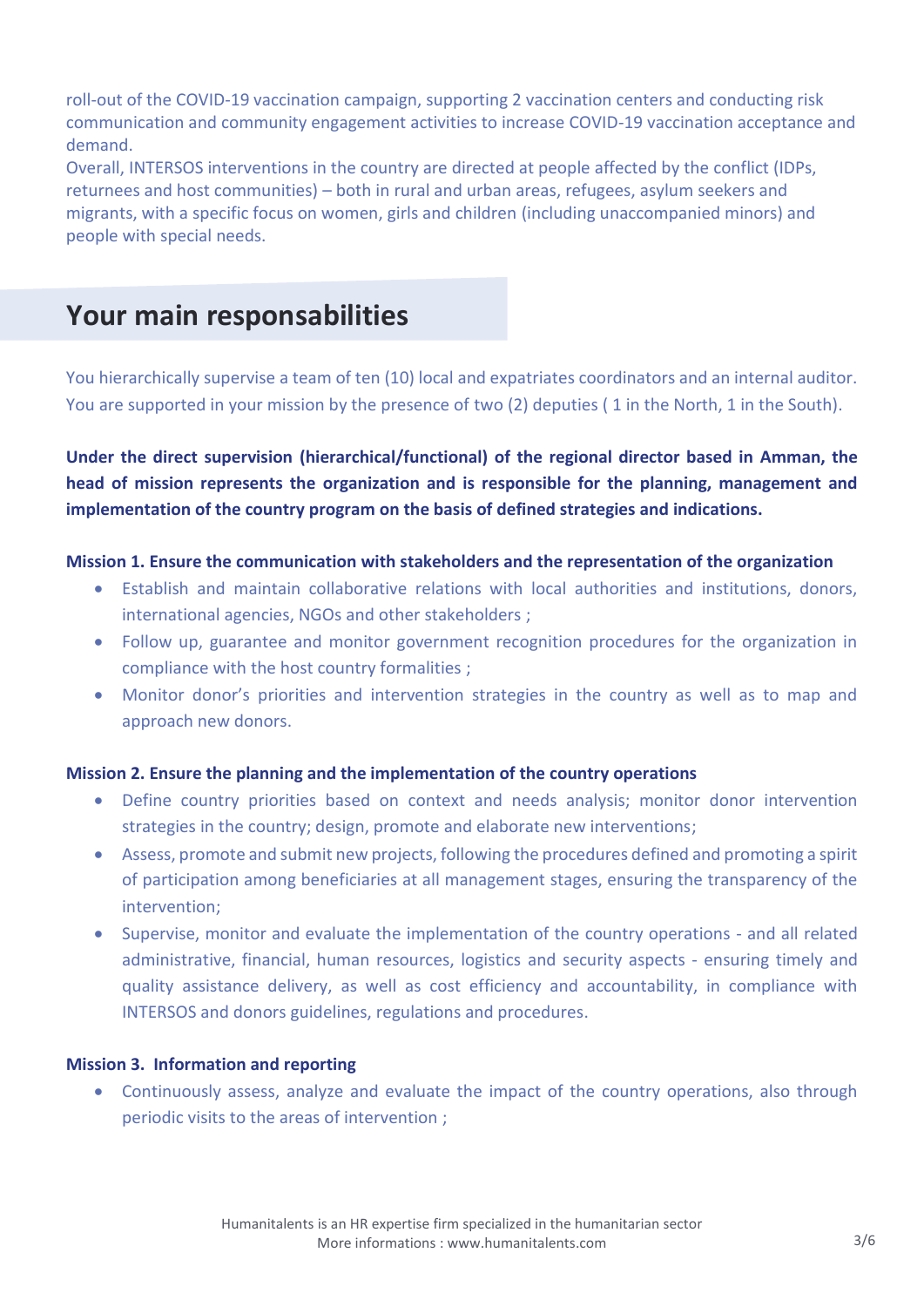roll-out of the COVID-19 vaccination campaign, supporting 2 vaccination centers and conducting risk communication and community engagement activities to increase COVID-19 vaccination acceptance and demand.
Overall, INTERSOS interventions in the country are directed at people affected by the conflict (IDPs, returnees and host communities) – both in rural and urban areas, refugees, asylum seekers and migrants, with a specific focus on women, girls and children (including unaccompanied minors) and people with special needs.

## Your main responsabilities

You hierarchically supervise a team of ten (10) local and expatriates coordinators and an internal auditor. You are supported in your mission by the presence of two (2) deputies ( 1 in the North, 1 in the South).

**Under the direct supervision (hierarchical/functional) of the regional director based in Amman, the head of mission represents the organization and is responsible for the planning, management and implementation of the country program on the basis of defined strategies and indications.**

**Mission 1. Ensure the communication with stakeholders and the representation of the organization**

- Establish and maintain collaborative relations with local authorities and institutions, donors, international agencies, NGOs and other stakeholders ;
- Follow up, guarantee and monitor government recognition procedures for the organization in compliance with the host country formalities ;
- Monitor donor's priorities and intervention strategies in the country as well as to map and approach new donors.

**Mission 2. Ensure the planning and the implementation of the country operations**

- Define country priorities based on context and needs analysis; monitor donor intervention strategies in the country; design, promote and elaborate new interventions;
- Assess, promote and submit new projects, following the procedures defined and promoting a spirit of participation among beneficiaries at all management stages, ensuring the transparency of the intervention;
- Supervise, monitor and evaluate the implementation of the country operations - and all related administrative, financial, human resources, logistics and security aspects - ensuring timely and quality assistance delivery, as well as cost efficiency and accountability, in compliance with INTERSOS and donors guidelines, regulations and procedures.

**Mission 3. Information and reporting**

- Continuously assess, analyze and evaluate the impact of the country operations, also through periodic visits to the areas of intervention ;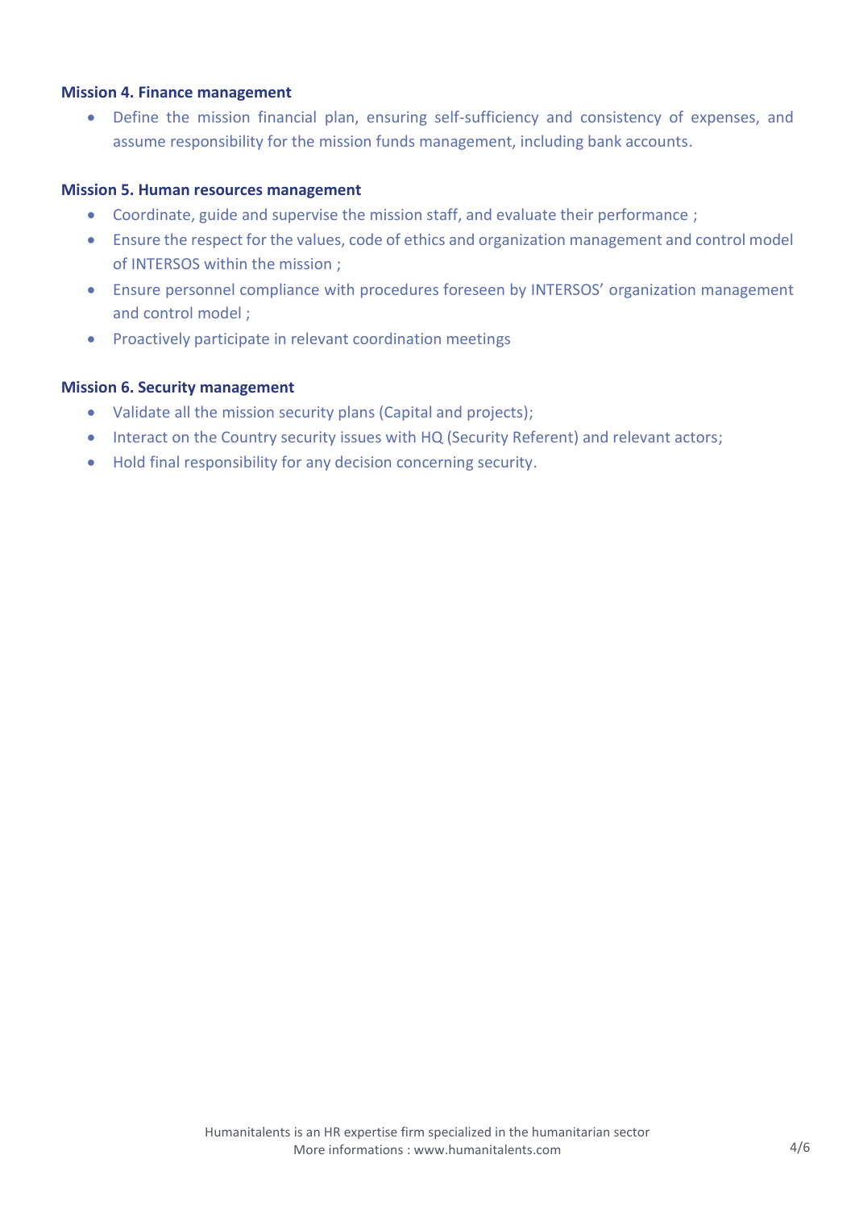**Mission 4. Finance management**

- Define the mission financial plan, ensuring self-sufficiency and consistency of expenses, and assume responsibility for the mission funds management, including bank accounts.

**Mission 5. Human resources management**

- Coordinate, guide and supervise the mission staff, and evaluate their performance ;
- Ensure the respect for the values, code of ethics and organization management and control model of INTERSOS within the mission ;
- Ensure personnel compliance with procedures foreseen by INTERSOS' organization management and control model ;
- Proactively participate in relevant coordination meetings

**Mission 6. Security management**

- Validate all the mission security plans (Capital and projects);
- Interact on the Country security issues with HQ (Security Referent) and relevant actors;
- Hold final responsibility for any decision concerning security.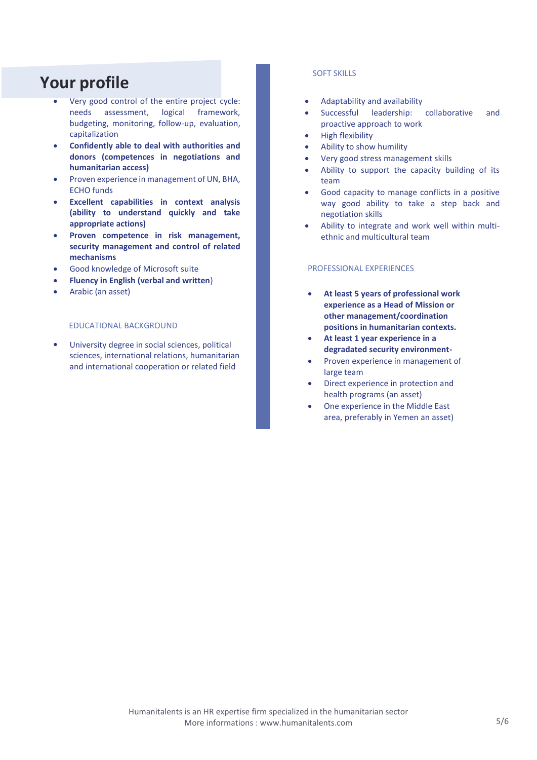## Your profile

- Very good control of the entire project cycle: needs assessment, logical framework, budgeting, monitoring, follow-up, evaluation, capitalization
- **Confidently able to deal with authorities and donors (competences in negotiations and humanitarian access)**
- Proven experience in management of UN, BHA, ECHO funds
- **Excellent capabilities in context analysis (ability to understand quickly and take appropriate actions)**
- **Proven competence in risk management, security management and control of related mechanisms**
- Good knowledge of Microsoft suite
- **Fluency in English (verbal and written**)
- Arabic (an asset)

### EDUCATIONAL BACKGROUND

- University degree in social sciences, political sciences, international relations, humanitarian and international cooperation or related field

### SOFT SKILLS

- Adaptability and availability
- Successful leadership: collaborative and proactive approach to work
- High flexibility
- Ability to show humility
- Very good stress management skills
- Ability to support the capacity building of its team
- Good capacity to manage conflicts in a positive way good ability to take a step back and negotiation skills
- Ability to integrate and work well within multi-ethnic and multicultural team

### PROFESSIONAL EXPERIENCES

- **At least 5 years of professional work experience as a Head of Mission or other management/coordination positions in humanitarian contexts.**
- **At least 1 year experience in a degradated security environment-**
- Proven experience in management of large team
- Direct experience in protection and health programs (an asset)
- One experience in the Middle East area, preferably in Yemen an asset)

Humanitalents is an HR expertise firm specialized in the humanitarian sector
More informations : www.humanitalents.com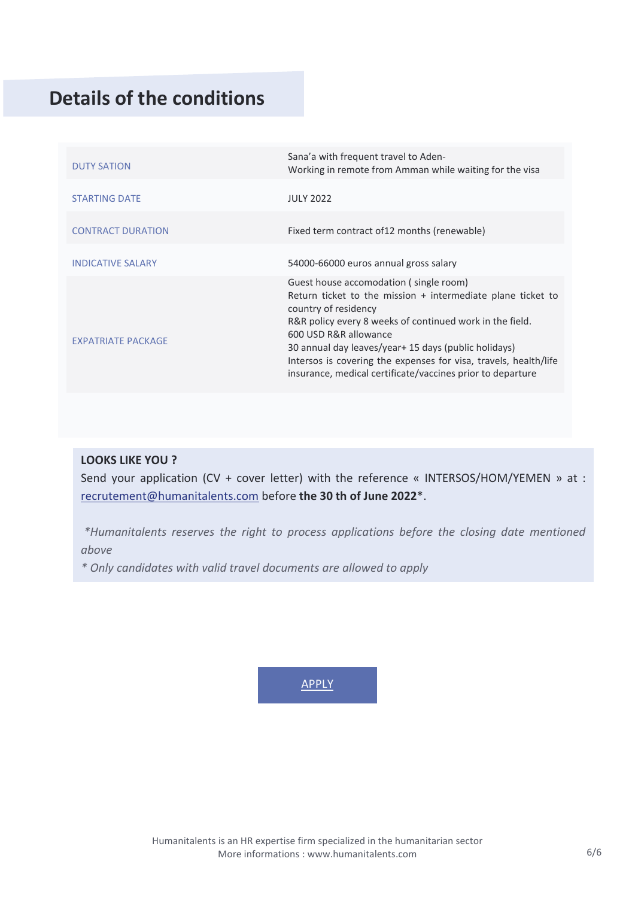## Details of the conditions

| | |
|---|---|
| DUTY SATION | Sana'a with frequent travel to Aden-<br>Working in remote from Amman while waiting for the visa |
| STARTING DATE | JULY 2022 |
| CONTRACT DURATION | Fixed term contract of12 months (renewable) |
| INDICATIVE SALARY | 54000-66000 euros annual gross salary |
| EXPATRIATE PACKAGE | Guest house accomodation ( single room)<br>Return ticket to the mission + intermediate plane ticket to country of residency<br>R&R policy every 8 weeks of continued work in the field.<br>600 USD R&R allowance<br>30 annual day leaves/year+ 15 days (public holidays)<br>Intersos is covering the expenses for visa, travels, health/life insurance, medical certificate/vaccines prior to departure |

**LOOKS LIKE YOU ?**

Send your application (CV + cover letter) with the reference « INTERSOS/HOM/YEMEN » at : recrutement@humanitalents.com before **the 30 th of June 2022***.

*\*Humanitalents reserves the right to process applications before the closing date mentioned above*

*\* Only candidates with valid travel documents are allowed to apply*

APPLY

Humanitalents is an HR expertise firm specialized in the humanitarian sector
More informations : www.humanitalents.com